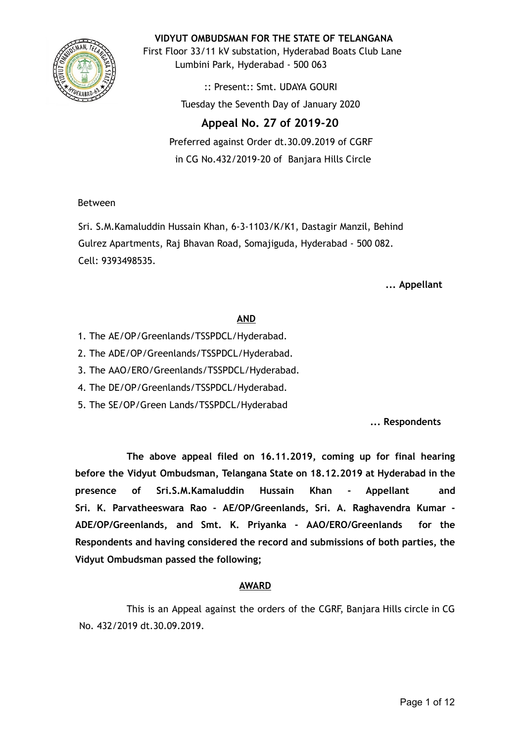# VIDYUT OMBUDSMAN FOR THE STATE OF TELANGANA

First Floor 33/11 kV substation, Hyderabad Boats Club Lane
Lumbini Park, Hyderabad - 500 063

:: Present:: Smt. UDAYA GOURI

Tuesday the Seventh Day of January 2020

## Appeal No. 27 of 2019-20

Preferred against Order dt.30.09.2019 of CGRF
in CG No.432/2019-20 of Banjara Hills Circle

Between

Sri. S.M.Kamaluddin Hussain Khan, 6-3-1103/K/K1, Dastagir Manzil, Behind Gulrez Apartments, Raj Bhavan Road, Somajiguda, Hyderabad - 500 082. Cell: 9393498535.

**... Appellant**

**AND**

1. The AE/OP/Greenlands/TSSPDCL/Hyderabad.
2. The ADE/OP/Greenlands/TSSPDCL/Hyderabad.
3. The AAO/ERO/Greenlands/TSSPDCL/Hyderabad.
4. The DE/OP/Greenlands/TSSPDCL/Hyderabad.
5. The SE/OP/Green Lands/TSSPDCL/Hyderabad

**... Respondents**

**The above appeal filed on 16.11.2019, coming up for final hearing before the Vidyut Ombudsman, Telangana State on 18.12.2019 at Hyderabad in the presence of Sri.S.M.Kamaluddin Hussain Khan - Appellant and Sri. K. Parvatheeswara Rao - AE/OP/Greenlands, Sri. A. Raghavendra Kumar - ADE/OP/Greenlands, and Smt. K. Priyanka - AAO/ERO/Greenlands for the Respondents and having considered the record and submissions of both parties, the Vidyut Ombudsman passed the following;**

**AWARD**

This is an Appeal against the orders of the CGRF, Banjara Hills circle in CG No. 432/2019 dt.30.09.2019.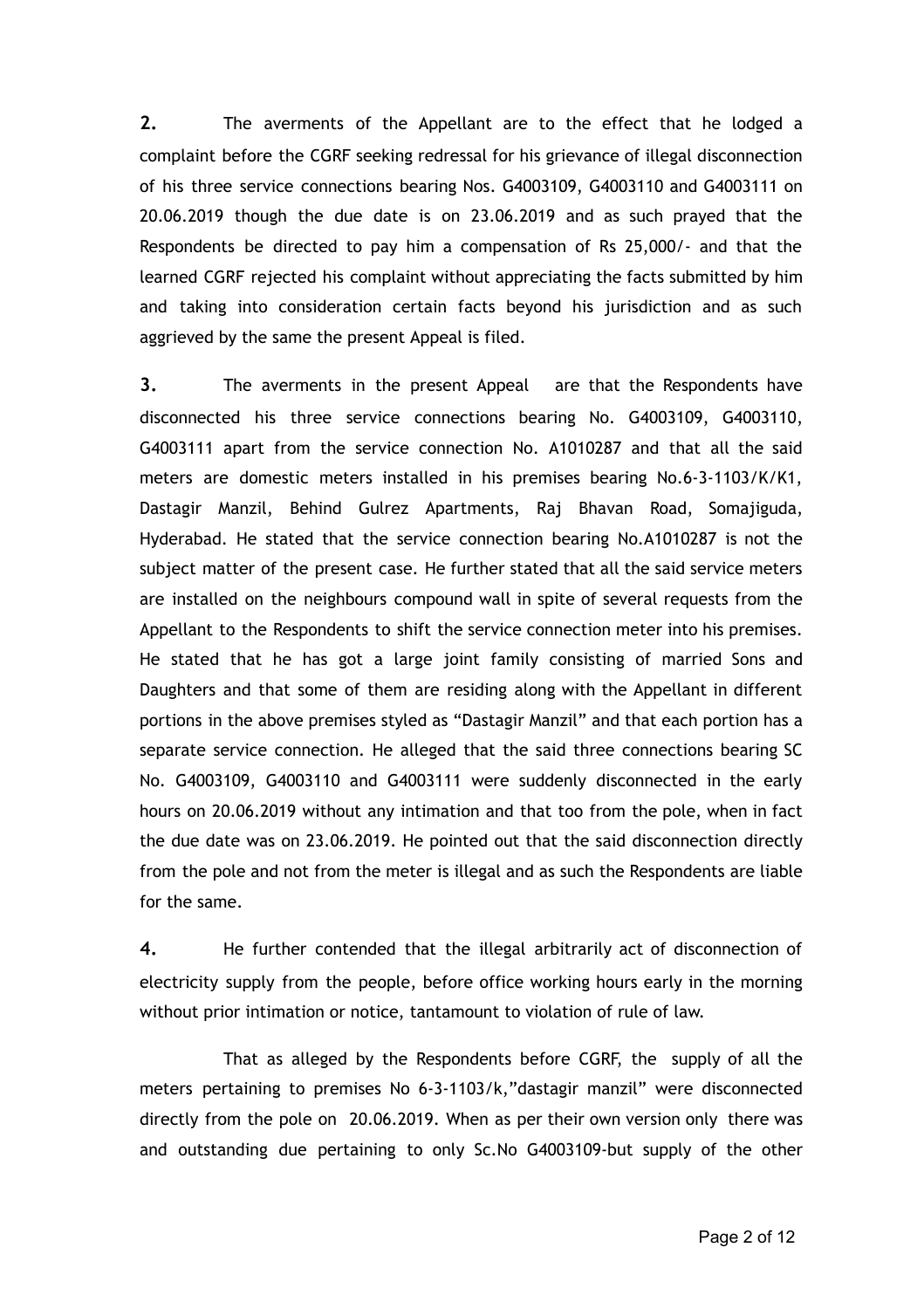**2.** The averments of the Appellant are to the effect that he lodged a complaint before the CGRF seeking redressal for his grievance of illegal disconnection of his three service connections bearing Nos. G4003109, G4003110 and G4003111 on 20.06.2019 though the due date is on 23.06.2019 and as such prayed that the Respondents be directed to pay him a compensation of Rs 25,000/- and that the learned CGRF rejected his complaint without appreciating the facts submitted by him and taking into consideration certain facts beyond his jurisdiction and as such aggrieved by the same the present Appeal is filed.

**3.** The averments in the present Appeal are that the Respondents have disconnected his three service connections bearing No. G4003109, G4003110, G4003111 apart from the service connection No. A1010287 and that all the said meters are domestic meters installed in his premises bearing No.6-3-1103/K/K1, Dastagir Manzil, Behind Gulrez Apartments, Raj Bhavan Road, Somajiguda, Hyderabad. He stated that the service connection bearing No.A1010287 is not the subject matter of the present case. He further stated that all the said service meters are installed on the neighbours compound wall in spite of several requests from the Appellant to the Respondents to shift the service connection meter into his premises. He stated that he has got a large joint family consisting of married Sons and Daughters and that some of them are residing along with the Appellant in different portions in the above premises styled as "Dastagir Manzil" and that each portion has a separate service connection. He alleged that the said three connections bearing SC No. G4003109, G4003110 and G4003111 were suddenly disconnected in the early hours on 20.06.2019 without any intimation and that too from the pole, when in fact the due date was on 23.06.2019. He pointed out that the said disconnection directly from the pole and not from the meter is illegal and as such the Respondents are liable for the same.

**4.** He further contended that the illegal arbitrarily act of disconnection of electricity supply from the people, before office working hours early in the morning without prior intimation or notice, tantamount to violation of rule of law.

That as alleged by the Respondents before CGRF, the supply of all the meters pertaining to premises No 6-3-1103/k,"dastagir manzil" were disconnected directly from the pole on 20.06.2019. When as per their own version only there was and outstanding due pertaining to only Sc.No G4003109-but supply of the other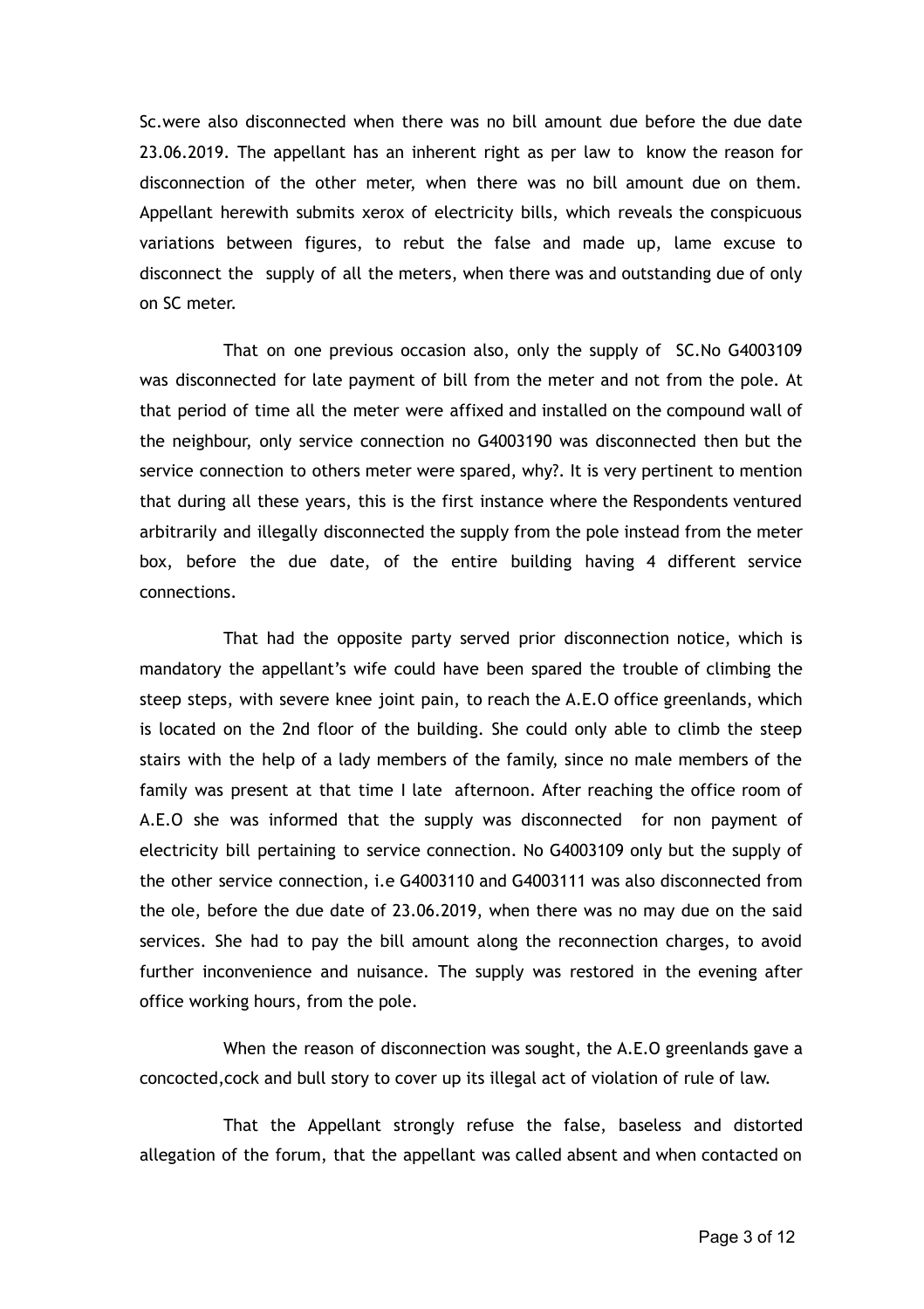Sc.were also disconnected when there was no bill amount due before the due date 23.06.2019. The appellant has an inherent right as per law to know the reason for disconnection of the other meter, when there was no bill amount due on them. Appellant herewith submits xerox of electricity bills, which reveals the conspicuous variations between figures, to rebut the false and made up, lame excuse to disconnect the supply of all the meters, when there was and outstanding due of only on SC meter.

That on one previous occasion also, only the supply of SC.No G4003109 was disconnected for late payment of bill from the meter and not from the pole. At that period of time all the meter were affixed and installed on the compound wall of the neighbour, only service connection no G4003190 was disconnected then but the service connection to others meter were spared, why?. It is very pertinent to mention that during all these years, this is the first instance where the Respondents ventured arbitrarily and illegally disconnected the supply from the pole instead from the meter box, before the due date, of the entire building having 4 different service connections.

That had the opposite party served prior disconnection notice, which is mandatory the appellant's wife could have been spared the trouble of climbing the steep steps, with severe knee joint pain, to reach the A.E.O office greenlands, which is located on the 2nd floor of the building. She could only able to climb the steep stairs with the help of a lady members of the family, since no male members of the family was present at that time I late afternoon. After reaching the office room of A.E.O she was informed that the supply was disconnected for non payment of electricity bill pertaining to service connection. No G4003109 only but the supply of the other service connection, i.e G4003110 and G4003111 was also disconnected from the ole, before the due date of 23.06.2019, when there was no may due on the said services. She had to pay the bill amount along the reconnection charges, to avoid further inconvenience and nuisance. The supply was restored in the evening after office working hours, from the pole.

When the reason of disconnection was sought, the A.E.O greenlands gave a concocted,cock and bull story to cover up its illegal act of violation of rule of law.

That the Appellant strongly refuse the false, baseless and distorted allegation of the forum, that the appellant was called absent and when contacted on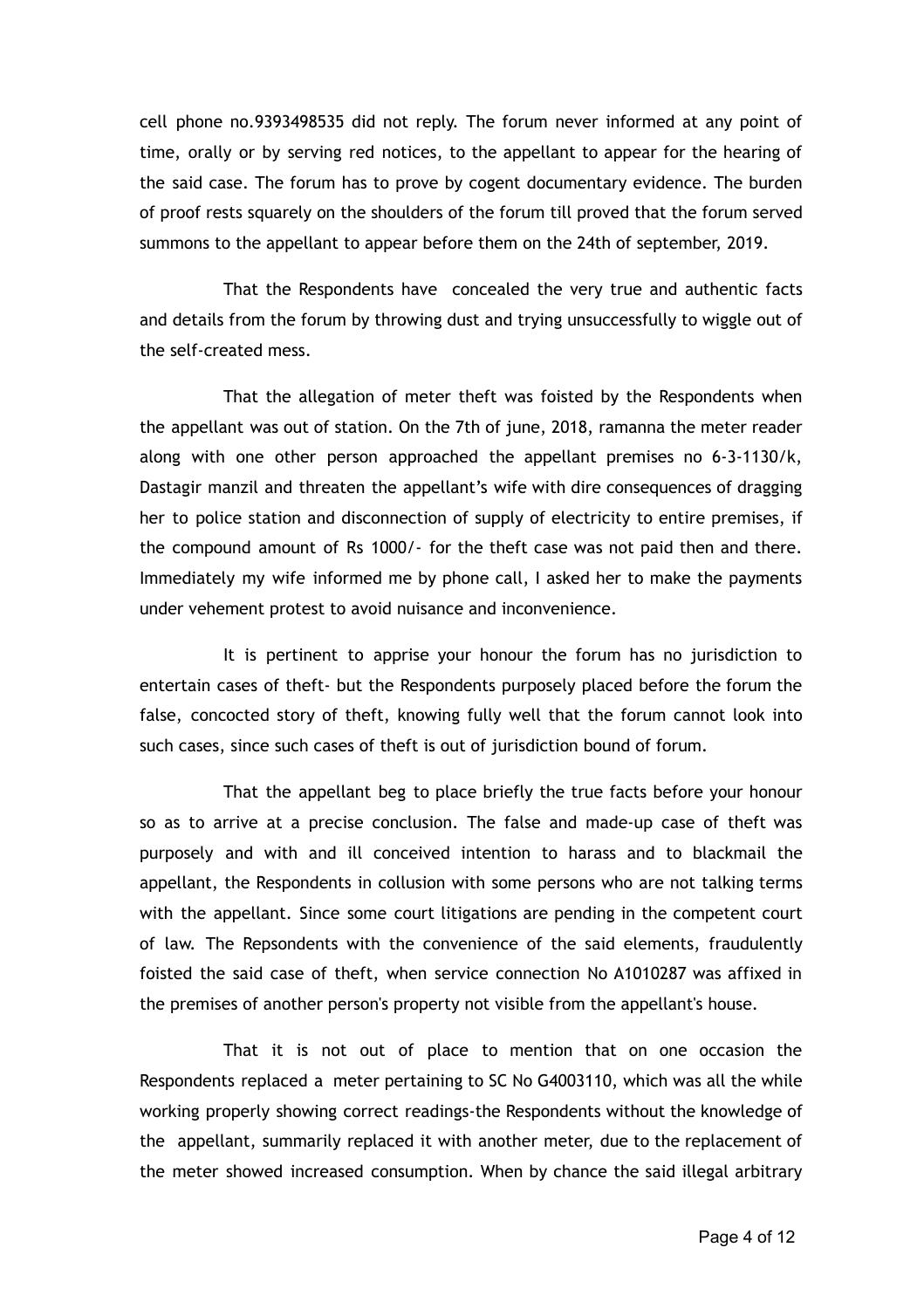cell phone no.9393498535 did not reply. The forum never informed at any point of time, orally or by serving red notices, to the appellant to appear for the hearing of the said case. The forum has to prove by cogent documentary evidence. The burden of proof rests squarely on the shoulders of the forum till proved that the forum served summons to the appellant to appear before them on the 24th of september, 2019.

That the Respondents have concealed the very true and authentic facts and details from the forum by throwing dust and trying unsuccessfully to wiggle out of the self-created mess.

That the allegation of meter theft was foisted by the Respondents when the appellant was out of station. On the 7th of june, 2018, ramanna the meter reader along with one other person approached the appellant premises no 6-3-1130/k, Dastagir manzil and threaten the appellant's wife with dire consequences of dragging her to police station and disconnection of supply of electricity to entire premises, if the compound amount of Rs 1000/- for the theft case was not paid then and there. Immediately my wife informed me by phone call, I asked her to make the payments under vehement protest to avoid nuisance and inconvenience.

It is pertinent to apprise your honour the forum has no jurisdiction to entertain cases of theft- but the Respondents purposely placed before the forum the false, concocted story of theft, knowing fully well that the forum cannot look into such cases, since such cases of theft is out of jurisdiction bound of forum.

That the appellant beg to place briefly the true facts before your honour so as to arrive at a precise conclusion. The false and made-up case of theft was purposely and with and ill conceived intention to harass and to blackmail the appellant, the Respondents in collusion with some persons who are not talking terms with the appellant. Since some court litigations are pending in the competent court of law. The Repsondents with the convenience of the said elements, fraudulently foisted the said case of theft, when service connection No A1010287 was affixed in the premises of another person's property not visible from the appellant's house.

That it is not out of place to mention that on one occasion the Respondents replaced a meter pertaining to SC No G4003110, which was all the while working properly showing correct readings-the Respondents without the knowledge of the appellant, summarily replaced it with another meter, due to the replacement of the meter showed increased consumption. When by chance the said illegal arbitrary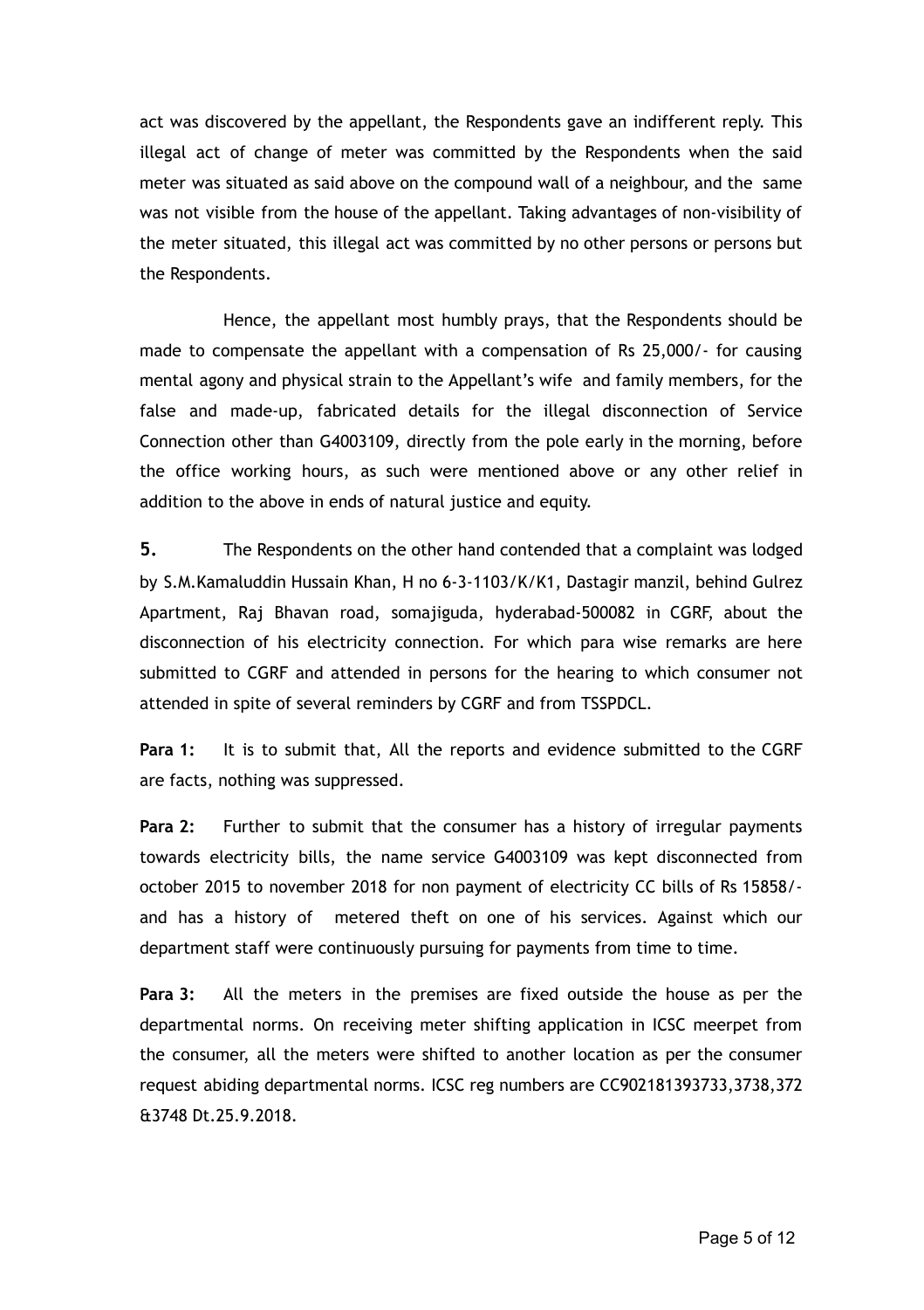act was discovered by the appellant, the Respondents gave an indifferent reply. This illegal act of change of meter was committed by the Respondents when the said meter was situated as said above on the compound wall of a neighbour, and the same was not visible from the house of the appellant. Taking advantages of non-visibility of the meter situated, this illegal act was committed by no other persons or persons but the Respondents.

Hence, the appellant most humbly prays, that the Respondents should be made to compensate the appellant with a compensation of Rs 25,000/- for causing mental agony and physical strain to the Appellant's wife and family members, for the false and made-up, fabricated details for the illegal disconnection of Service Connection other than G4003109, directly from the pole early in the morning, before the office working hours, as such were mentioned above or any other relief in addition to the above in ends of natural justice and equity.

**5.** The Respondents on the other hand contended that a complaint was lodged by S.M.Kamaluddin Hussain Khan, H no 6-3-1103/K/K1, Dastagir manzil, behind Gulrez Apartment, Raj Bhavan road, somajiguda, hyderabad-500082 in CGRF, about the disconnection of his electricity connection. For which para wise remarks are here submitted to CGRF and attended in persons for the hearing to which consumer not attended in spite of several reminders by CGRF and from TSSPDCL.

**Para 1:** It is to submit that, All the reports and evidence submitted to the CGRF are facts, nothing was suppressed.

**Para 2:** Further to submit that the consumer has a history of irregular payments towards electricity bills, the name service G4003109 was kept disconnected from october 2015 to november 2018 for non payment of electricity CC bills of Rs 15858/- and has a history of metered theft on one of his services. Against which our department staff were continuously pursuing for payments from time to time.

**Para 3:** All the meters in the premises are fixed outside the house as per the departmental norms. On receiving meter shifting application in ICSC meerpet from the consumer, all the meters were shifted to another location as per the consumer request abiding departmental norms. ICSC reg numbers are CC902181393733,3738,372 &3748 Dt.25.9.2018.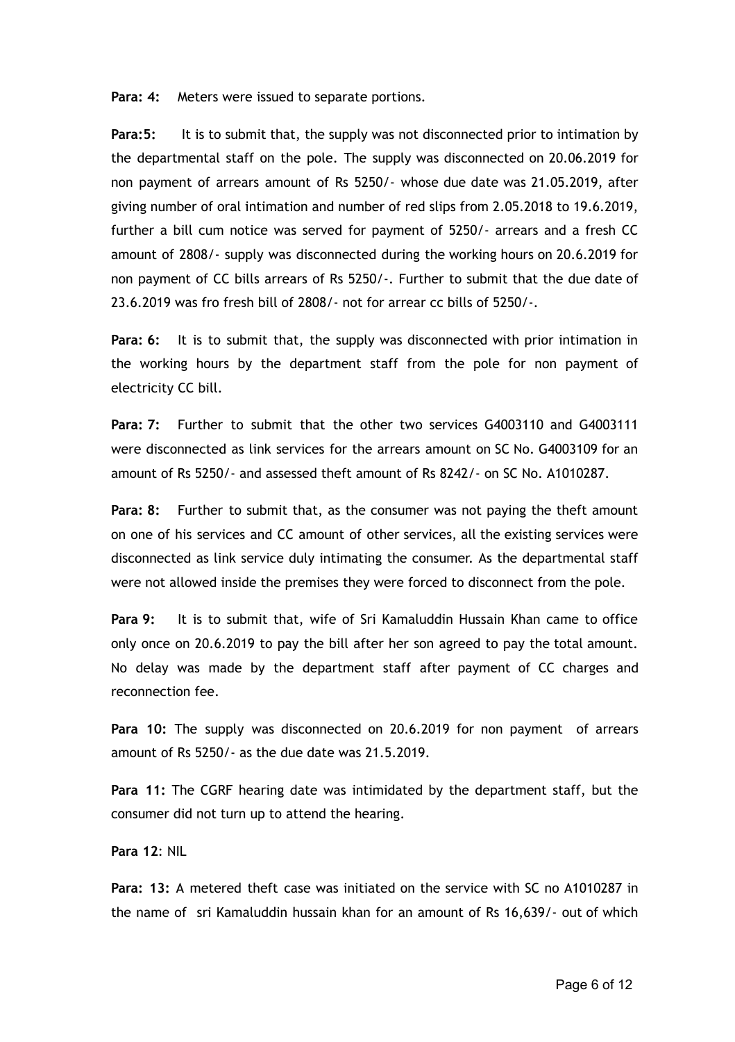**Para: 4:** Meters were issued to separate portions.

**Para:5:** It is to submit that, the supply was not disconnected prior to intimation by the departmental staff on the pole. The supply was disconnected on 20.06.2019 for non payment of arrears amount of Rs 5250/- whose due date was 21.05.2019, after giving number of oral intimation and number of red slips from 2.05.2018 to 19.6.2019, further a bill cum notice was served for payment of 5250/- arrears and a fresh CC amount of 2808/- supply was disconnected during the working hours on 20.6.2019 for non payment of CC bills arrears of Rs 5250/-. Further to submit that the due date of 23.6.2019 was fro fresh bill of 2808/- not for arrear cc bills of 5250/-.

**Para: 6:** It is to submit that, the supply was disconnected with prior intimation in the working hours by the department staff from the pole for non payment of electricity CC bill.

**Para: 7:** Further to submit that the other two services G4003110 and G4003111 were disconnected as link services for the arrears amount on SC No. G4003109 for an amount of Rs 5250/- and assessed theft amount of Rs 8242/- on SC No. A1010287.

**Para: 8:** Further to submit that, as the consumer was not paying the theft amount on one of his services and CC amount of other services, all the existing services were disconnected as link service duly intimating the consumer. As the departmental staff were not allowed inside the premises they were forced to disconnect from the pole.

**Para 9:** It is to submit that, wife of Sri Kamaluddin Hussain Khan came to office only once on 20.6.2019 to pay the bill after her son agreed to pay the total amount. No delay was made by the department staff after payment of CC charges and reconnection fee.

**Para 10:** The supply was disconnected on 20.6.2019 for non payment of arrears amount of Rs 5250/- as the due date was 21.5.2019.

**Para 11:** The CGRF hearing date was intimidated by the department staff, but the consumer did not turn up to attend the hearing.

**Para 12**: NIL

**Para: 13:** A metered theft case was initiated on the service with SC no A1010287 in the name of sri Kamaluddin hussain khan for an amount of Rs 16,639/- out of which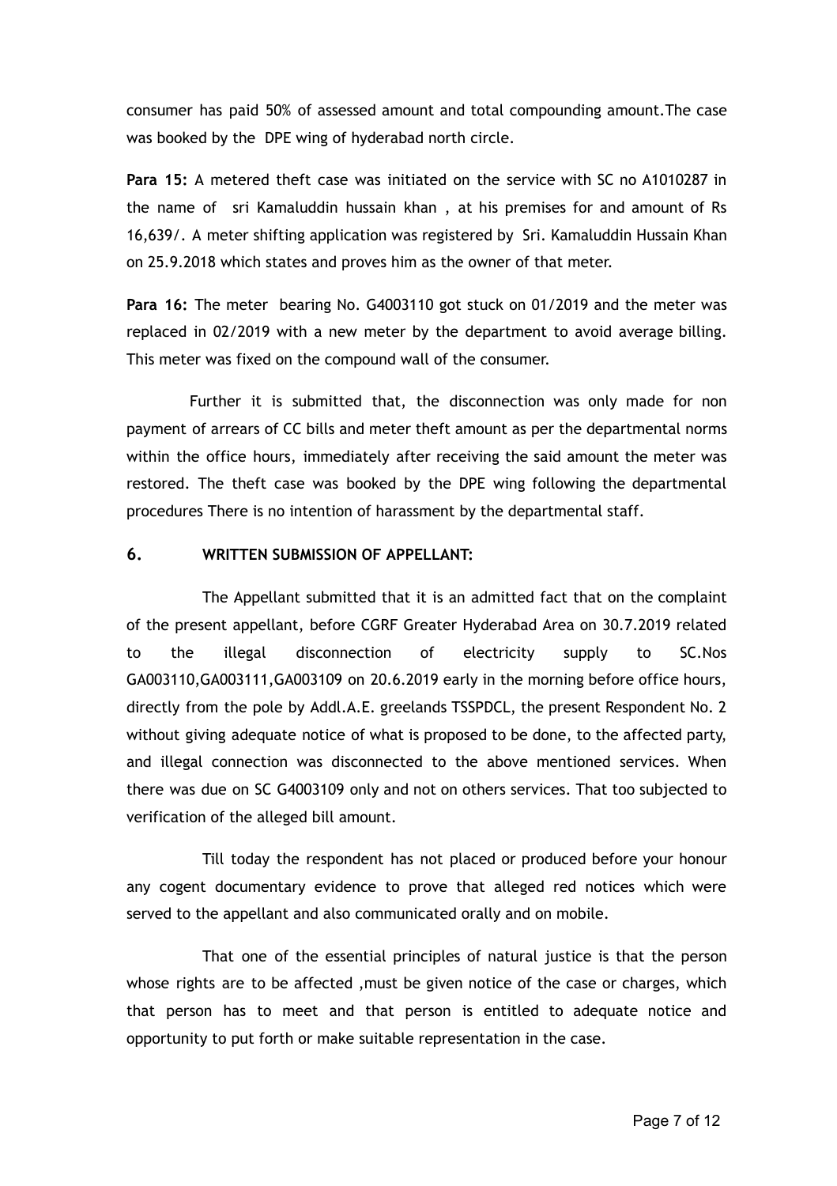consumer has paid 50% of assessed amount and total compounding amount.The case was booked by the DPE wing of hyderabad north circle.

**Para 15:** A metered theft case was initiated on the service with SC no A1010287 in the name of sri Kamaluddin hussain khan , at his premises for and amount of Rs 16,639/. A meter shifting application was registered by Sri. Kamaluddin Hussain Khan on 25.9.2018 which states and proves him as the owner of that meter.

**Para 16:** The meter bearing No. G4003110 got stuck on 01/2019 and the meter was replaced in 02/2019 with a new meter by the department to avoid average billing. This meter was fixed on the compound wall of the consumer.

Further it is submitted that, the disconnection was only made for non payment of arrears of CC bills and meter theft amount as per the departmental norms within the office hours, immediately after receiving the said amount the meter was restored. The theft case was booked by the DPE wing following the departmental procedures There is no intention of harassment by the departmental staff.

## 6. WRITTEN SUBMISSION OF APPELLANT:

The Appellant submitted that it is an admitted fact that on the complaint of the present appellant, before CGRF Greater Hyderabad Area on 30.7.2019 related to the illegal disconnection of electricity supply to SC.Nos GA003110,GA003111,GA003109 on 20.6.2019 early in the morning before office hours, directly from the pole by Addl.A.E. greelands TSSPDCL, the present Respondent No. 2 without giving adequate notice of what is proposed to be done, to the affected party, and illegal connection was disconnected to the above mentioned services. When there was due on SC G4003109 only and not on others services. That too subjected to verification of the alleged bill amount.

Till today the respondent has not placed or produced before your honour any cogent documentary evidence to prove that alleged red notices which were served to the appellant and also communicated orally and on mobile.

That one of the essential principles of natural justice is that the person whose rights are to be affected ,must be given notice of the case or charges, which that person has to meet and that person is entitled to adequate notice and opportunity to put forth or make suitable representation in the case.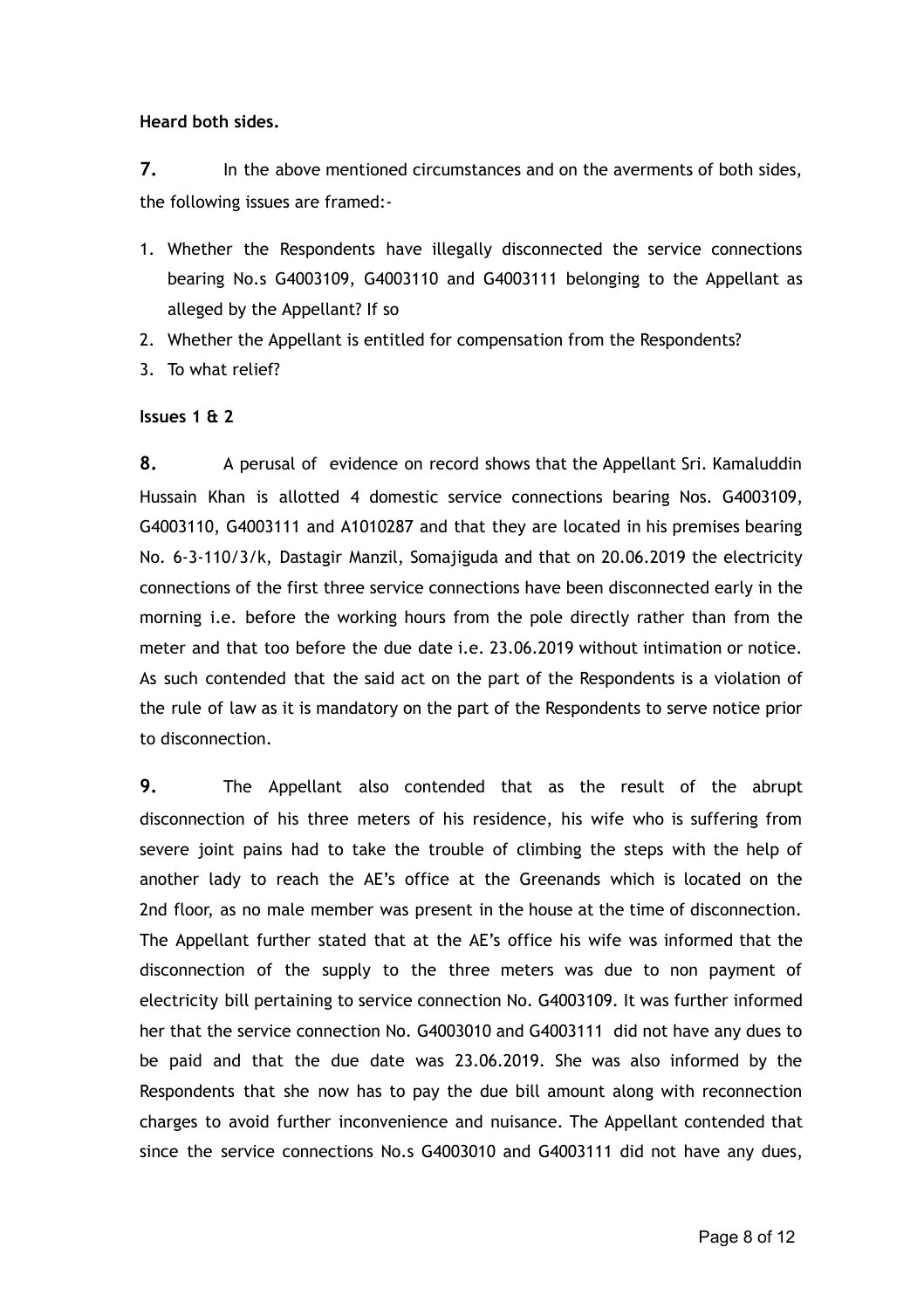**Heard both sides.**

**7.** In the above mentioned circumstances and on the averments of both sides, the following issues are framed:-

1. Whether the Respondents have illegally disconnected the service connections bearing No.s G4003109, G4003110 and G4003111 belonging to the Appellant as alleged by the Appellant? If so
2. Whether the Appellant is entitled for compensation from the Respondents?
3. To what relief?

**Issues 1 & 2**

**8.** A perusal of evidence on record shows that the Appellant Sri. Kamaluddin Hussain Khan is allotted 4 domestic service connections bearing Nos. G4003109, G4003110, G4003111 and A1010287 and that they are located in his premises bearing No. 6-3-110/3/k, Dastagir Manzil, Somajiguda and that on 20.06.2019 the electricity connections of the first three service connections have been disconnected early in the morning i.e. before the working hours from the pole directly rather than from the meter and that too before the due date i.e. 23.06.2019 without intimation or notice. As such contended that the said act on the part of the Respondents is a violation of the rule of law as it is mandatory on the part of the Respondents to serve notice prior to disconnection.

**9.** The Appellant also contended that as the result of the abrupt disconnection of his three meters of his residence, his wife who is suffering from severe joint pains had to take the trouble of climbing the steps with the help of another lady to reach the AE's office at the Greenands which is located on the 2nd floor, as no male member was present in the house at the time of disconnection. The Appellant further stated that at the AE's office his wife was informed that the disconnection of the supply to the three meters was due to non payment of electricity bill pertaining to service connection No. G4003109. It was further informed her that the service connection No. G4003010 and G4003111 did not have any dues to be paid and that the due date was 23.06.2019. She was also informed by the Respondents that she now has to pay the due bill amount along with reconnection charges to avoid further inconvenience and nuisance. The Appellant contended that since the service connections No.s G4003010 and G4003111 did not have any dues,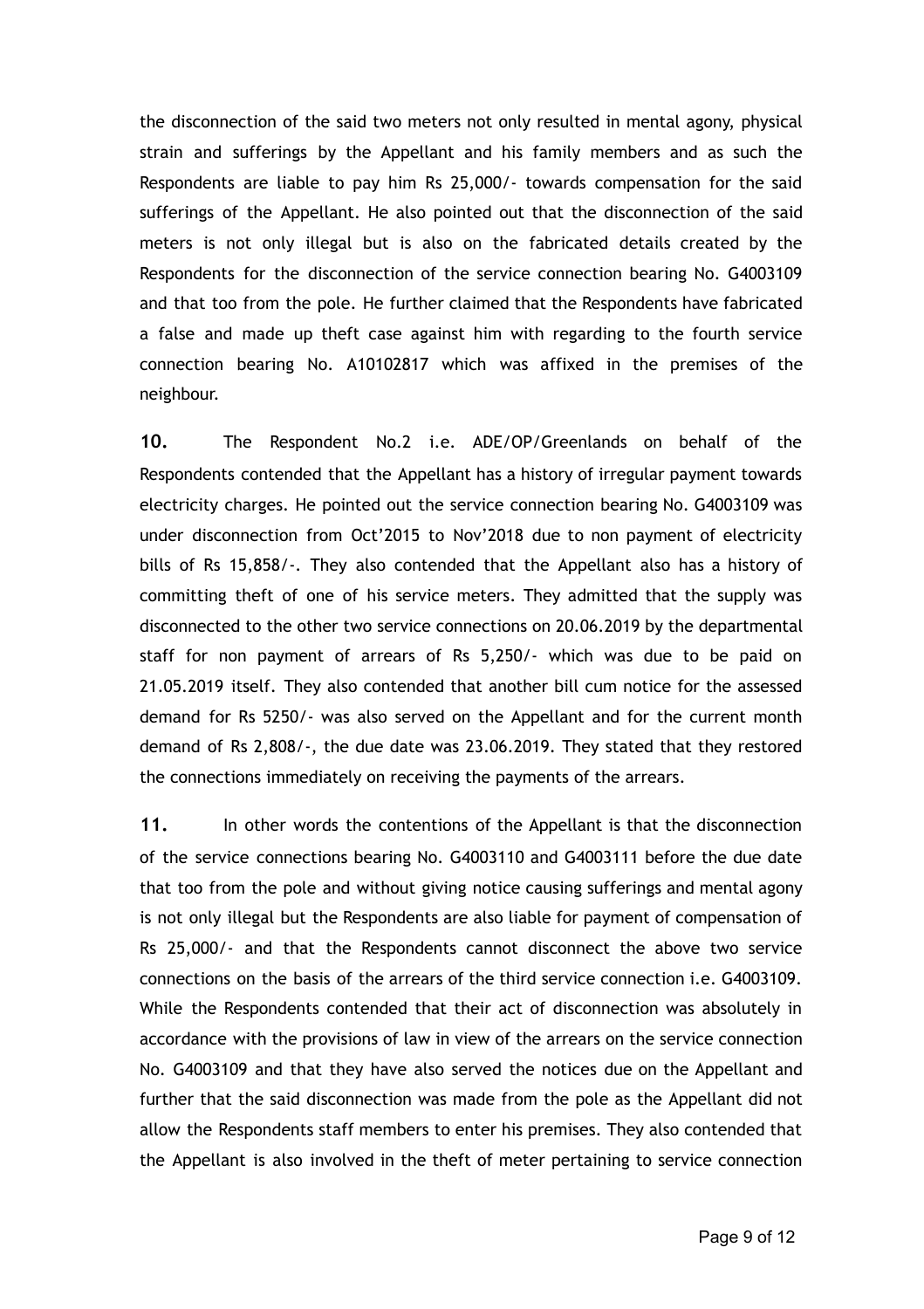the disconnection of the said two meters not only resulted in mental agony, physical strain and sufferings by the Appellant and his family members and as such the Respondents are liable to pay him Rs 25,000/- towards compensation for the said sufferings of the Appellant. He also pointed out that the disconnection of the said meters is not only illegal but is also on the fabricated details created by the Respondents for the disconnection of the service connection bearing No. G4003109 and that too from the pole. He further claimed that the Respondents have fabricated a false and made up theft case against him with regarding to the fourth service connection bearing No. A10102817 which was affixed in the premises of the neighbour.

**10.** The Respondent No.2 i.e. ADE/OP/Greenlands on behalf of the Respondents contended that the Appellant has a history of irregular payment towards electricity charges. He pointed out the service connection bearing No. G4003109 was under disconnection from Oct'2015 to Nov'2018 due to non payment of electricity bills of Rs 15,858/-. They also contended that the Appellant also has a history of committing theft of one of his service meters. They admitted that the supply was disconnected to the other two service connections on 20.06.2019 by the departmental staff for non payment of arrears of Rs 5,250/- which was due to be paid on 21.05.2019 itself. They also contended that another bill cum notice for the assessed demand for Rs 5250/- was also served on the Appellant and for the current month demand of Rs 2,808/-, the due date was 23.06.2019. They stated that they restored the connections immediately on receiving the payments of the arrears.

**11.** In other words the contentions of the Appellant is that the disconnection of the service connections bearing No. G4003110 and G4003111 before the due date that too from the pole and without giving notice causing sufferings and mental agony is not only illegal but the Respondents are also liable for payment of compensation of Rs 25,000/- and that the Respondents cannot disconnect the above two service connections on the basis of the arrears of the third service connection i.e. G4003109. While the Respondents contended that their act of disconnection was absolutely in accordance with the provisions of law in view of the arrears on the service connection No. G4003109 and that they have also served the notices due on the Appellant and further that the said disconnection was made from the pole as the Appellant did not allow the Respondents staff members to enter his premises. They also contended that the Appellant is also involved in the theft of meter pertaining to service connection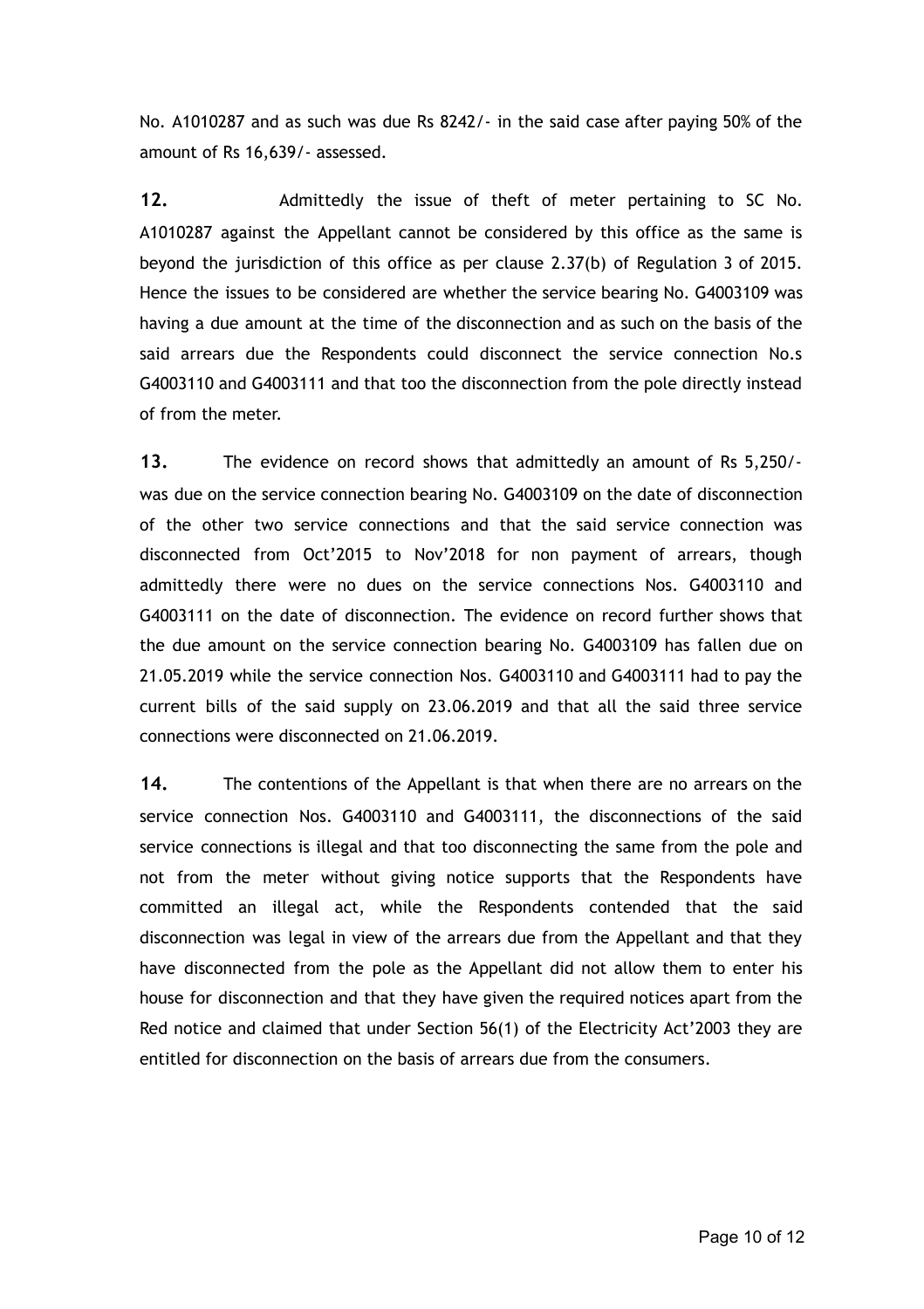No. A1010287 and as such was due Rs 8242/- in the said case after paying 50% of the amount of Rs 16,639/- assessed.

**12.** Admittedly the issue of theft of meter pertaining to SC No. A1010287 against the Appellant cannot be considered by this office as the same is beyond the jurisdiction of this office as per clause 2.37(b) of Regulation 3 of 2015. Hence the issues to be considered are whether the service bearing No. G4003109 was having a due amount at the time of the disconnection and as such on the basis of the said arrears due the Respondents could disconnect the service connection No.s G4003110 and G4003111 and that too the disconnection from the pole directly instead of from the meter.

**13.** The evidence on record shows that admittedly an amount of Rs 5,250/- was due on the service connection bearing No. G4003109 on the date of disconnection of the other two service connections and that the said service connection was disconnected from Oct'2015 to Nov'2018 for non payment of arrears, though admittedly there were no dues on the service connections Nos. G4003110 and G4003111 on the date of disconnection. The evidence on record further shows that the due amount on the service connection bearing No. G4003109 has fallen due on 21.05.2019 while the service connection Nos. G4003110 and G4003111 had to pay the current bills of the said supply on 23.06.2019 and that all the said three service connections were disconnected on 21.06.2019.

**14.** The contentions of the Appellant is that when there are no arrears on the service connection Nos. G4003110 and G4003111, the disconnections of the said service connections is illegal and that too disconnecting the same from the pole and not from the meter without giving notice supports that the Respondents have committed an illegal act, while the Respondents contended that the said disconnection was legal in view of the arrears due from the Appellant and that they have disconnected from the pole as the Appellant did not allow them to enter his house for disconnection and that they have given the required notices apart from the Red notice and claimed that under Section 56(1) of the Electricity Act'2003 they are entitled for disconnection on the basis of arrears due from the consumers.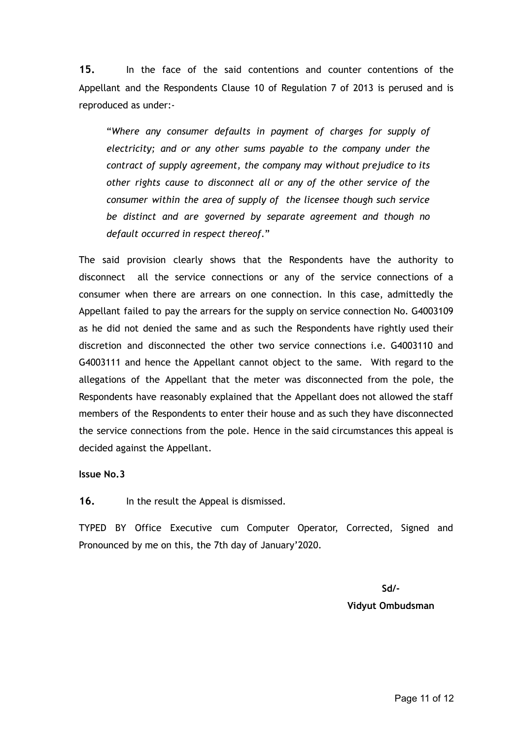**15.** In the face of the said contentions and counter contentions of the Appellant and the Respondents Clause 10 of Regulation 7 of 2013 is perused and is reproduced as under:-

> "*Where any consumer defaults in payment of charges for supply of electricity; and or any other sums payable to the company under the contract of supply agreement, the company may without prejudice to its other rights cause to disconnect all or any of the other service of the consumer within the area of supply of the licensee though such service be distinct and are governed by separate agreement and though no default occurred in respect thereof.*"

The said provision clearly shows that the Respondents have the authority to disconnect all the service connections or any of the service connections of a consumer when there are arrears on one connection. In this case, admittedly the Appellant failed to pay the arrears for the supply on service connection No. G4003109 as he did not denied the same and as such the Respondents have rightly used their discretion and disconnected the other two service connections i.e. G4003110 and G4003111 and hence the Appellant cannot object to the same. With regard to the allegations of the Appellant that the meter was disconnected from the pole, the Respondents have reasonably explained that the Appellant does not allowed the staff members of the Respondents to enter their house and as such they have disconnected the service connections from the pole. Hence in the said circumstances this appeal is decided against the Appellant.

**Issue No.3**

**16.** In the result the Appeal is dismissed.

TYPED BY Office Executive cum Computer Operator, Corrected, Signed and Pronounced by me on this, the 7th day of January'2020.

**Sd/-**

**Vidyut Ombudsman**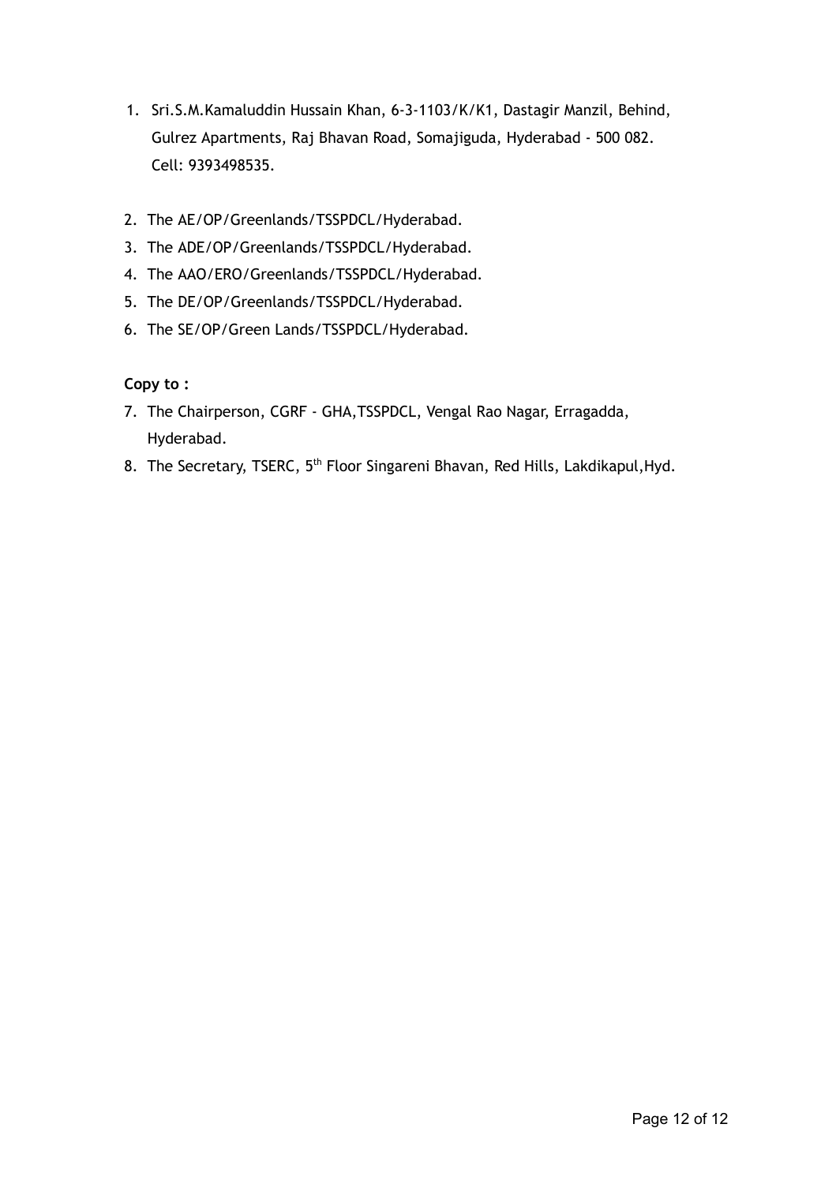1. Sri.S.M.Kamaluddin Hussain Khan, 6-3-1103/K/K1, Dastagir Manzil, Behind, Gulrez Apartments, Raj Bhavan Road, Somajiguda, Hyderabad - 500 082. Cell: 9393498535.
2. The AE/OP/Greenlands/TSSPDCL/Hyderabad.
3. The ADE/OP/Greenlands/TSSPDCL/Hyderabad.
4. The AAO/ERO/Greenlands/TSSPDCL/Hyderabad.
5. The DE/OP/Greenlands/TSSPDCL/Hyderabad.
6. The SE/OP/Green Lands/TSSPDCL/Hyderabad.

**Copy to :**

7. The Chairperson, CGRF - GHA,TSSPDCL, Vengal Rao Nagar, Erragadda, Hyderabad.
8. The Secretary, TSERC, 5th Floor Singareni Bhavan, Red Hills, Lakdikapul,Hyd.